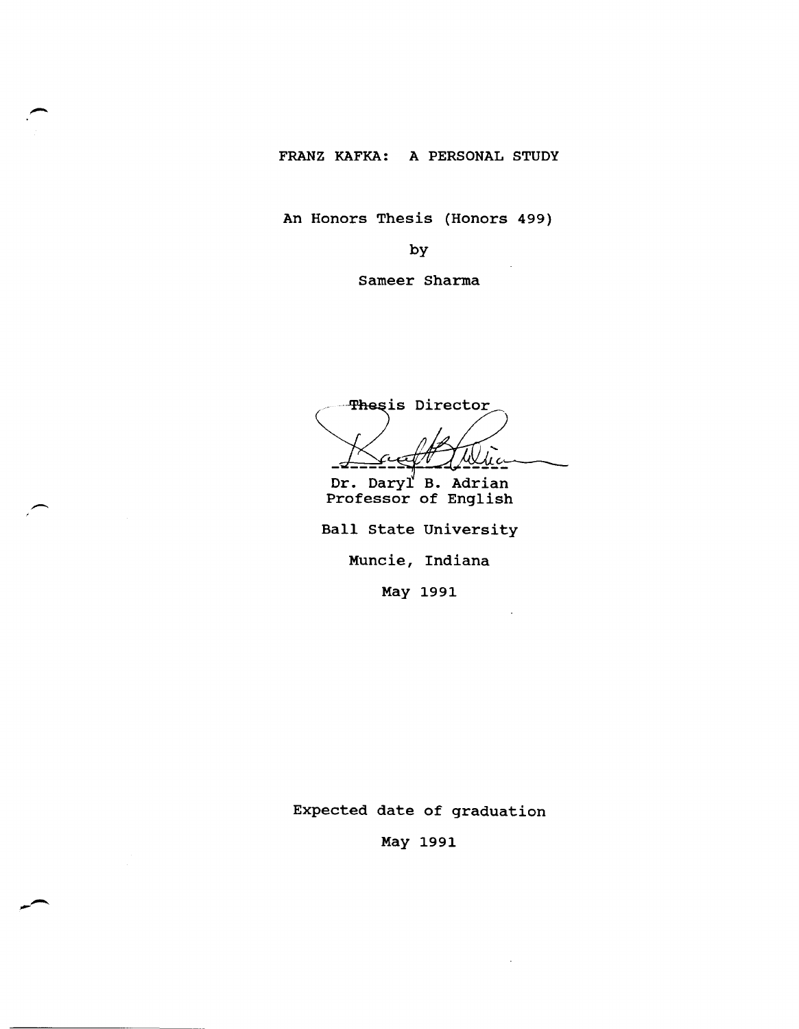# FRANZ KAFKA: A PERSONAL STUDY

An Honors Thesis (Honors 499)

by

Sameer Sharma

Thesis Director

Dr. Daryl B. Adrian
Professor of English

Ball State University

Muncie, Indiana

May 1991

Expected date of graduation

May 1991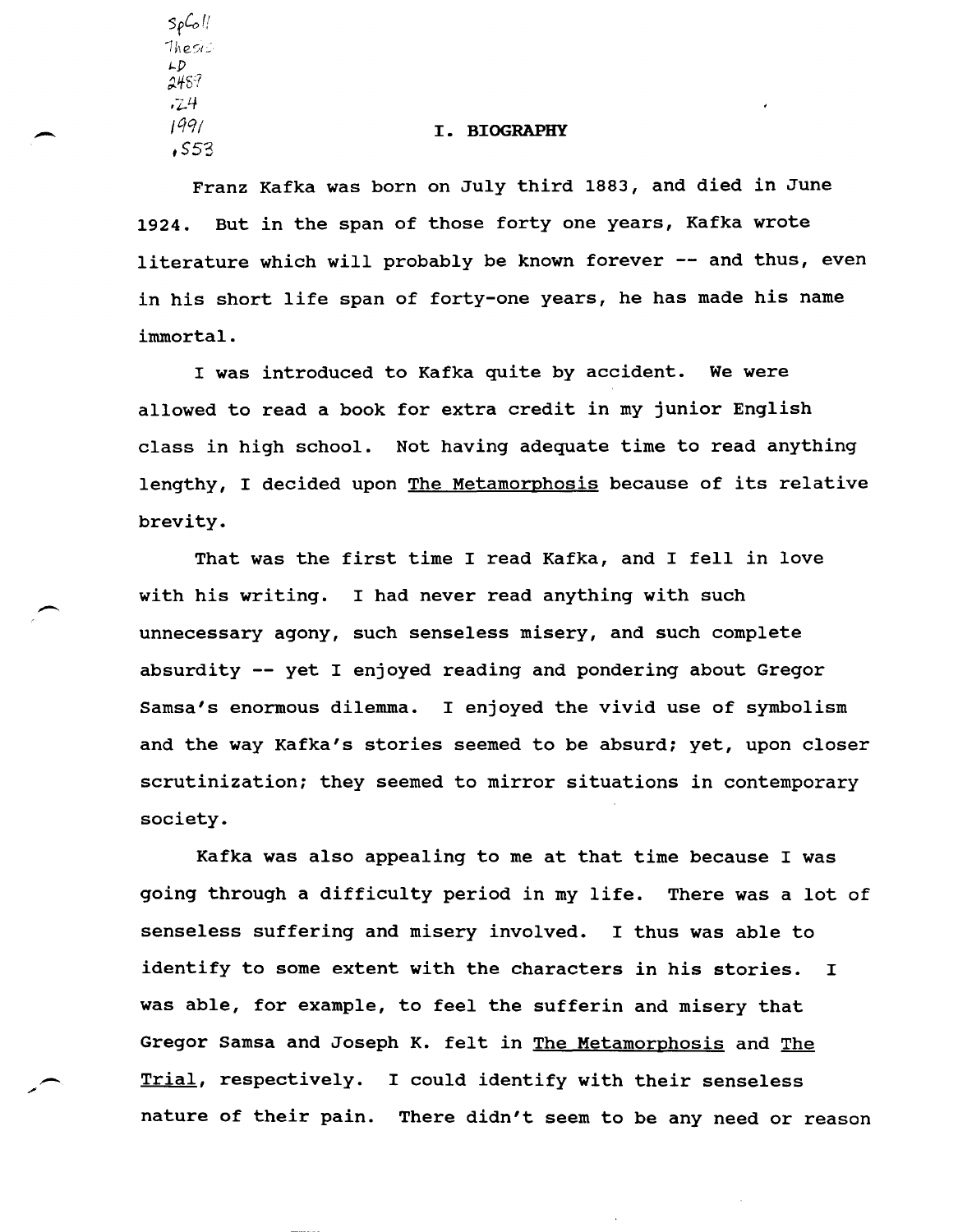# I. BIOGRAPHY

Franz Kafka was born on July third 1883, and died in June 1924. But in the span of those forty one years, Kafka wrote literature which will probably be known forever -- and thus, even in his short life span of forty-one years, he has made his name immortal.

I was introduced to Kafka quite by accident. We were allowed to read a book for extra credit in my junior English class in high school. Not having adequate time to read anything lengthy, I decided upon The Metamorphosis because of its relative brevity.

That was the first time I read Kafka, and I fell in love with his writing. I had never read anything with such unnecessary agony, such senseless misery, and such complete absurdity -- yet I enjoyed reading and pondering about Gregor Samsa's enormous dilemma. I enjoyed the vivid use of symbolism and the way Kafka's stories seemed to be absurd; yet, upon closer scrutinization; they seemed to mirror situations in contemporary society.

Kafka was also appealing to me at that time because I was going through a difficulty period in my life. There was a lot of senseless suffering and misery involved. I thus was able to identify to some extent with the characters in his stories. I was able, for example, to feel the sufferin and misery that Gregor Samsa and Joseph K. felt in The Metamorphosis and The Trial, respectively. I could identify with their senseless nature of their pain. There didn't seem to be any need or reason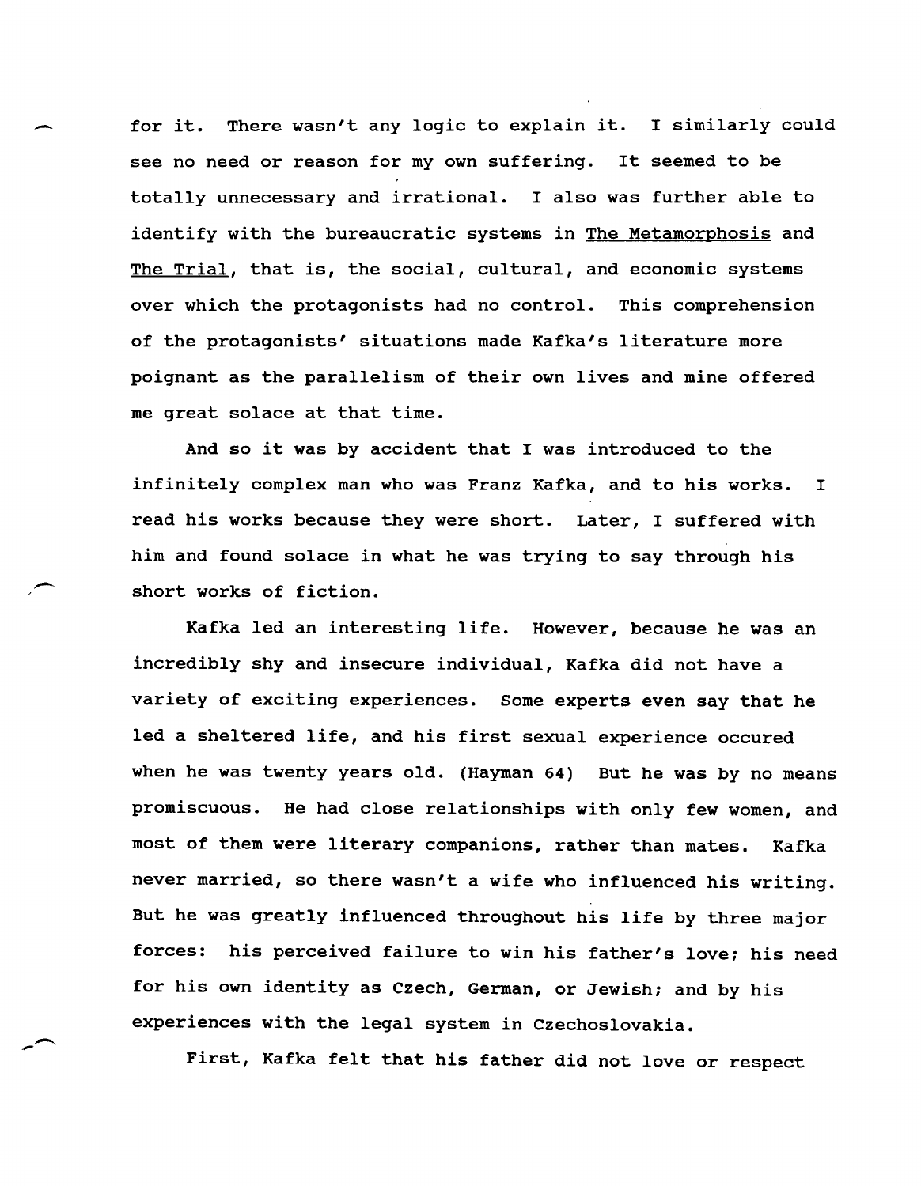for it. There wasn't any logic to explain it. I similarly could see no need or reason for my own suffering. It seemed to be totally unnecessary and irrational. I also was further able to identify with the bureaucratic systems in The Metamorphosis and The Trial, that is, the social, cultural, and economic systems over which the protagonists had no control. This comprehension of the protagonists' situations made Kafka's literature more poignant as the parallelism of their own lives and mine offered me great solace at that time.

And so it was by accident that I was introduced to the infinitely complex man who was Franz Kafka, and to his works. I read his works because they were short. Later, I suffered with him and found solace in what he was trying to say through his short works of fiction.

Kafka led an interesting life. However, because he was an incredibly shy and insecure individual, Kafka did not have a variety of exciting experiences. Some experts even say that he led a sheltered life, and his first sexual experience occured when he was twenty years old. (Hayman 64) But he was by no means promiscuous. He had close relationships with only few women, and most of them were literary companions, rather than mates. Kafka never married, so there wasn't a wife who influenced his writing. But he was greatly influenced throughout his life by three major forces: his perceived failure to win his father's love; his need for his own identity as Czech, German, or Jewish; and by his experiences with the legal system in Czechoslovakia.

First, Kafka felt that his father did not love or respect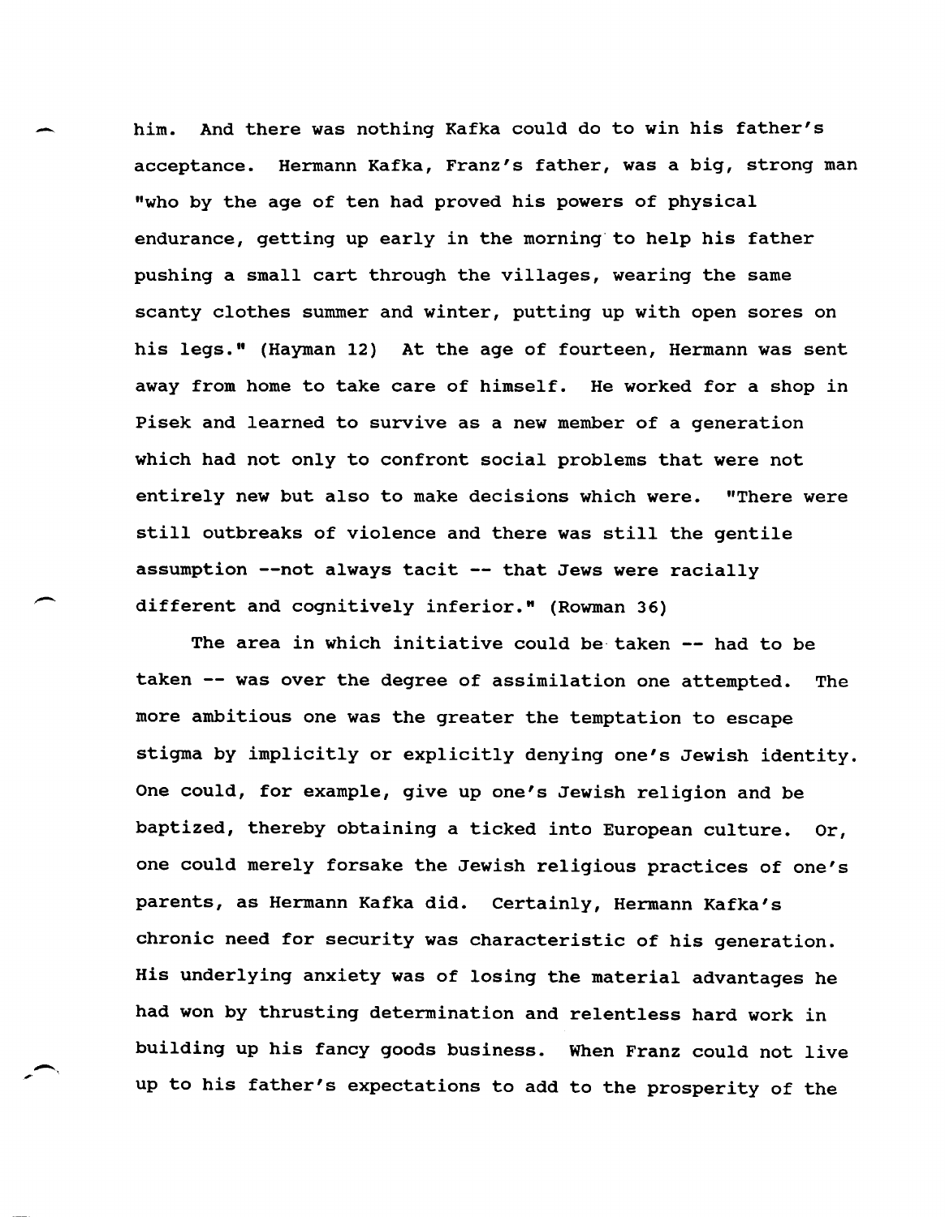him. And there was nothing Kafka could do to win his father's acceptance. Hermann Kafka, Franz's father, was a big, strong man "who by the age of ten had proved his powers of physical endurance, getting up early in the morning to help his father pushing a small cart through the villages, wearing the same scanty clothes summer and winter, putting up with open sores on his legs." (Hayman 12) At the age of fourteen, Hermann was sent away from home to take care of himself. He worked for a shop in Pisek and learned to survive as a new member of a generation which had not only to confront social problems that were not entirely new but also to make decisions which were. "There were still outbreaks of violence and there was still the gentile assumption --not always tacit -- that Jews were racially different and cognitively inferior." (Rowman 36)

The area in which initiative could be taken -- had to be taken -- was over the degree of assimilation one attempted. The more ambitious one was the greater the temptation to escape stigma by implicitly or explicitly denying one's Jewish identity. One could, for example, give up one's Jewish religion and be baptized, thereby obtaining a ticked into European culture. Or, one could merely forsake the Jewish religious practices of one's parents, as Hermann Kafka did. Certainly, Hermann Kafka's chronic need for security was characteristic of his generation. His underlying anxiety was of losing the material advantages he had won by thrusting determination and relentless hard work in building up his fancy goods business. When Franz could not live up to his father's expectations to add to the prosperity of the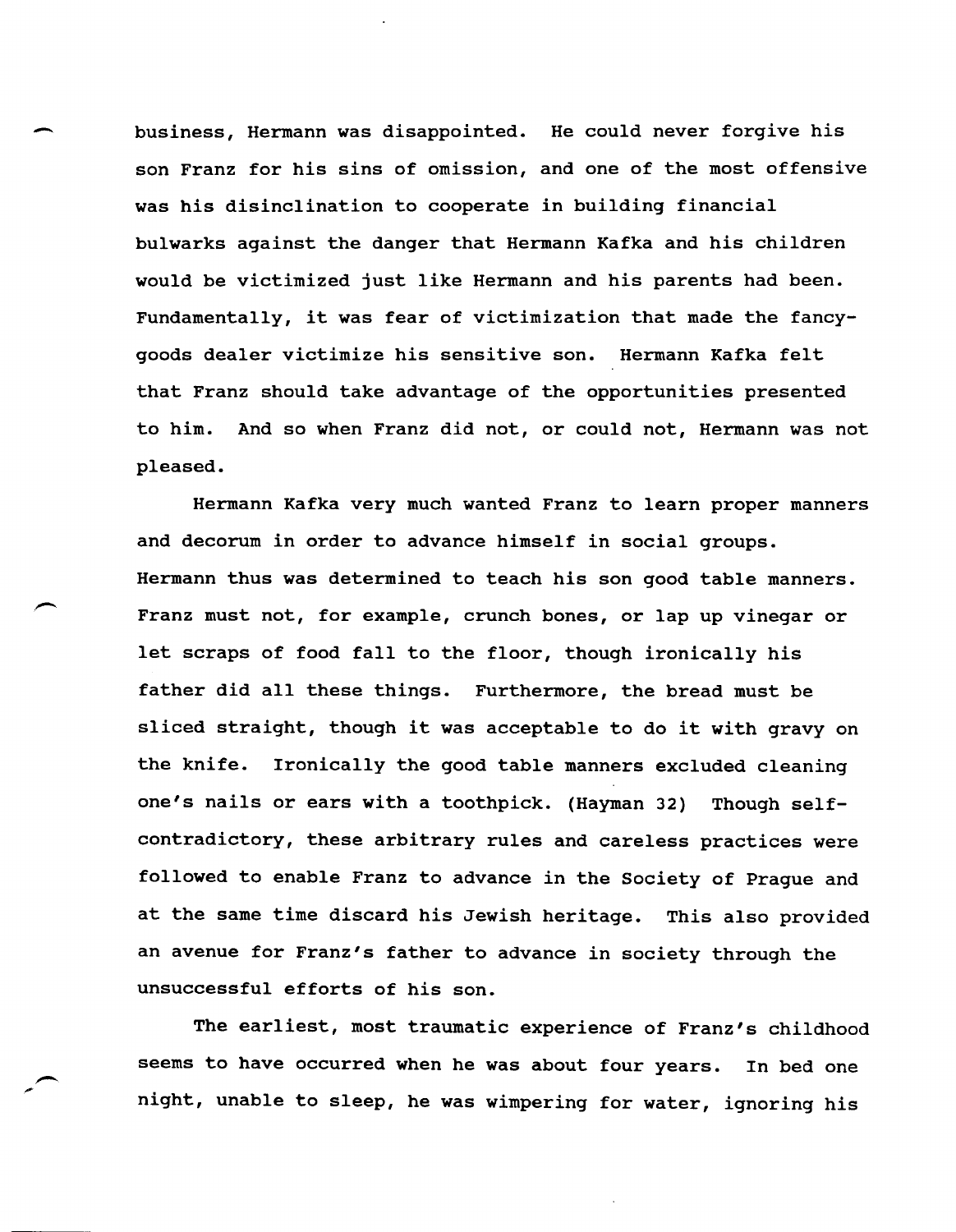business, Hermann was disappointed. He could never forgive his son Franz for his sins of omission, and one of the most offensive was his disinclination to cooperate in building financial bulwarks against the danger that Hermann Kafka and his children would be victimized just like Hermann and his parents had been. Fundamentally, it was fear of victimization that made the fancy-goods dealer victimize his sensitive son. Hermann Kafka felt that Franz should take advantage of the opportunities presented to him. And so when Franz did not, or could not, Hermann was not pleased.

Hermann Kafka very much wanted Franz to learn proper manners and decorum in order to advance himself in social groups. Hermann thus was determined to teach his son good table manners. Franz must not, for example, crunch bones, or lap up vinegar or let scraps of food fall to the floor, though ironically his father did all these things. Furthermore, the bread must be sliced straight, though it was acceptable to do it with gravy on the knife. Ironically the good table manners excluded cleaning one's nails or ears with a toothpick. (Hayman 32) Though self-contradictory, these arbitrary rules and careless practices were followed to enable Franz to advance in the Society of Prague and at the same time discard his Jewish heritage. This also provided an avenue for Franz's father to advance in society through the unsuccessful efforts of his son.

The earliest, most traumatic experience of Franz's childhood seems to have occurred when he was about four years. In bed one night, unable to sleep, he was wimpering for water, ignoring his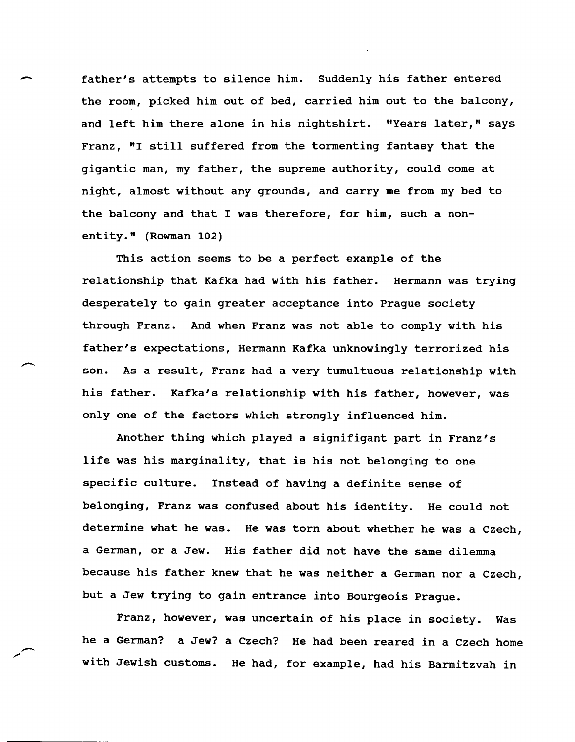father's attempts to silence him. Suddenly his father entered the room, picked him out of bed, carried him out to the balcony, and left him there alone in his nightshirt. "Years later," says Franz, "I still suffered from the tormenting fantasy that the gigantic man, my father, the supreme authority, could come at night, almost without any grounds, and carry me from my bed to the balcony and that I was therefore, for him, such a non-entity." (Rowman 102)

This action seems to be a perfect example of the relationship that Kafka had with his father. Hermann was trying desperately to gain greater acceptance into Prague society through Franz. And when Franz was not able to comply with his father's expectations, Hermann Kafka unknowingly terrorized his son. As a result, Franz had a very tumultuous relationship with his father. Kafka's relationship with his father, however, was only one of the factors which strongly influenced him.

Another thing which played a signifigant part in Franz's life was his marginality, that is his not belonging to one specific culture. Instead of having a definite sense of belonging, Franz was confused about his identity. He could not determine what he was. He was torn about whether he was a Czech, a German, or a Jew. His father did not have the same dilemma because his father knew that he was neither a German nor a Czech, but a Jew trying to gain entrance into Bourgeois Prague.

Franz, however, was uncertain of his place in society. Was he a German? a Jew? a Czech? He had been reared in a Czech home with Jewish customs. He had, for example, had his Barmitzvah in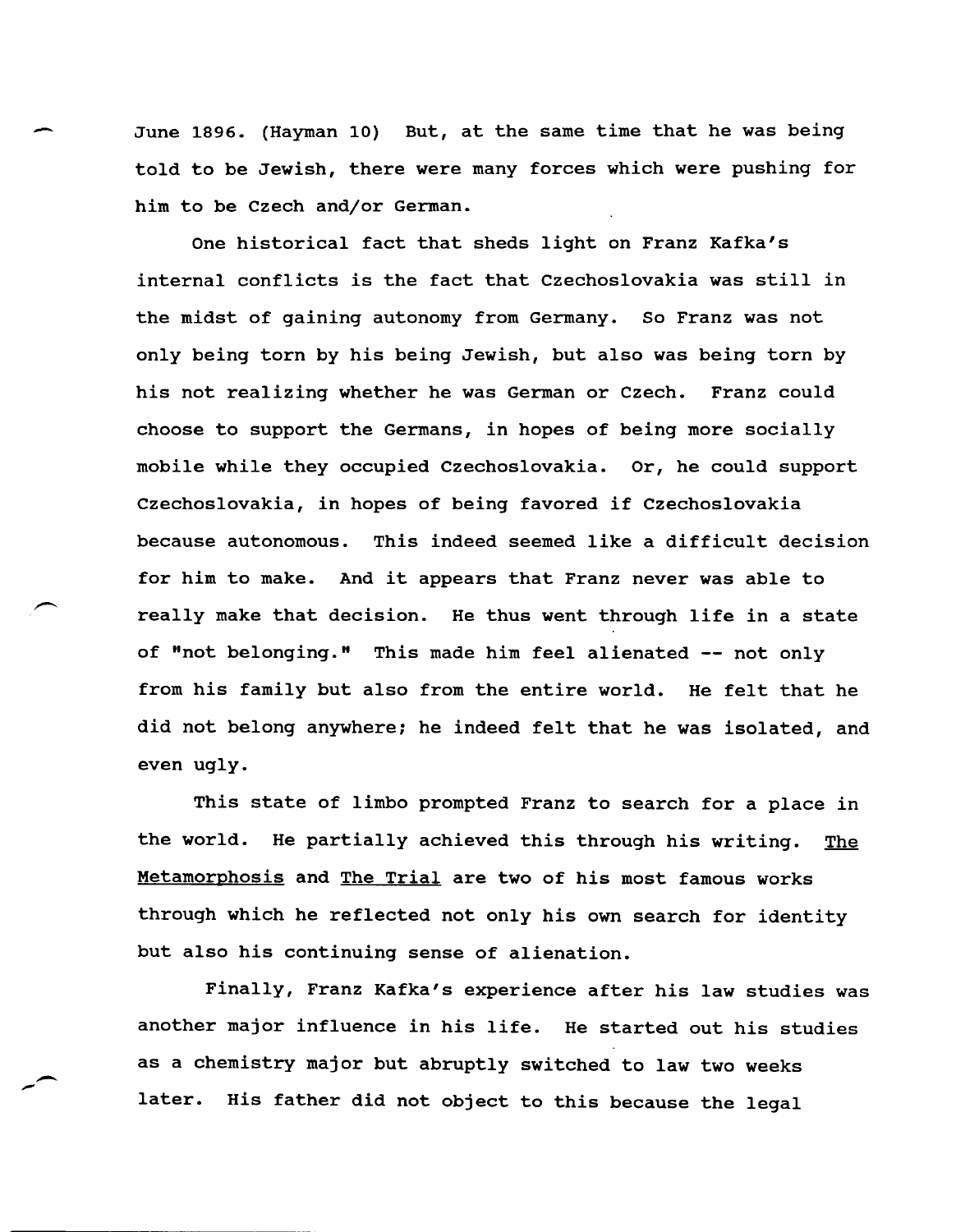June 1896. (Hayman 10) But, at the same time that he was being told to be Jewish, there were many forces which were pushing for him to be Czech and/or German.

One historical fact that sheds light on Franz Kafka's internal conflicts is the fact that Czechoslovakia was still in the midst of gaining autonomy from Germany. So Franz was not only being torn by his being Jewish, but also was being torn by his not realizing whether he was German or Czech. Franz could choose to support the Germans, in hopes of being more socially mobile while they occupied Czechoslovakia. Or, he could support Czechoslovakia, in hopes of being favored if Czechoslovakia because autonomous. This indeed seemed like a difficult decision for him to make. And it appears that Franz never was able to really make that decision. He thus went through life in a state of "not belonging." This made him feel alienated -- not only from his family but also from the entire world. He felt that he did not belong anywhere; he indeed felt that he was isolated, and even ugly.

This state of limbo prompted Franz to search for a place in the world. He partially achieved this through his writing. <u>The Metamorphosis</u> and <u>The Trial</u> are two of his most famous works through which he reflected not only his own search for identity but also his continuing sense of alienation.

Finally, Franz Kafka's experience after his law studies was another major influence in his life. He started out his studies as a chemistry major but abruptly switched to law two weeks later. His father did not object to this because the legal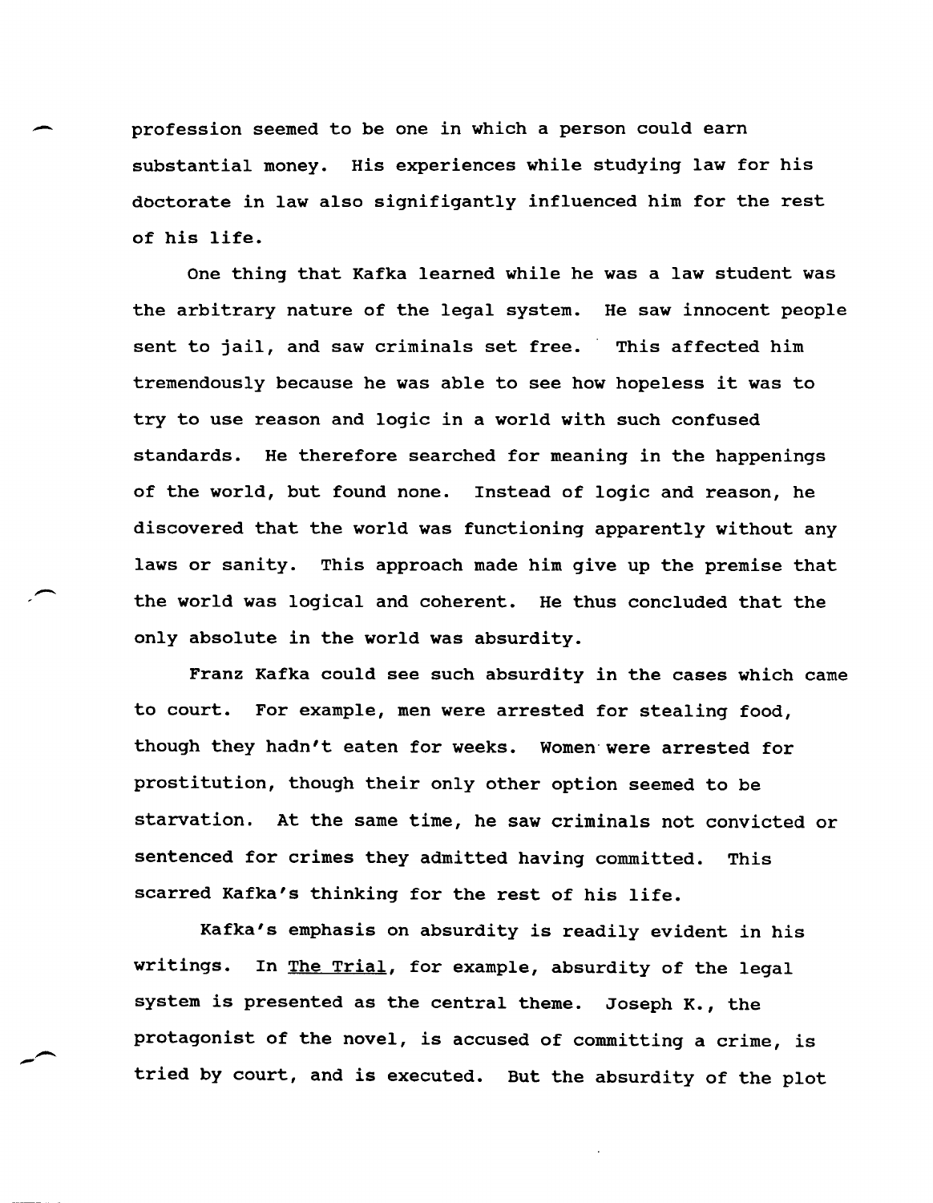profession seemed to be one in which a person could earn substantial money. His experiences while studying law for his doctorate in law also signifigantly influenced him for the rest of his life.

One thing that Kafka learned while he was a law student was the arbitrary nature of the legal system. He saw innocent people sent to jail, and saw criminals set free. This affected him tremendously because he was able to see how hopeless it was to try to use reason and logic in a world with such confused standards. He therefore searched for meaning in the happenings of the world, but found none. Instead of logic and reason, he discovered that the world was functioning apparently without any laws or sanity. This approach made him give up the premise that the world was logical and coherent. He thus concluded that the only absolute in the world was absurdity.

Franz Kafka could see such absurdity in the cases which came to court. For example, men were arrested for stealing food, though they hadn't eaten for weeks. Women were arrested for prostitution, though their only other option seemed to be starvation. At the same time, he saw criminals not convicted or sentenced for crimes they admitted having committed. This scarred Kafka's thinking for the rest of his life.

Kafka's emphasis on absurdity is readily evident in his writings. In The Trial, for example, absurdity of the legal system is presented as the central theme. Joseph K., the protagonist of the novel, is accused of committing a crime, is tried by court, and is executed. But the absurdity of the plot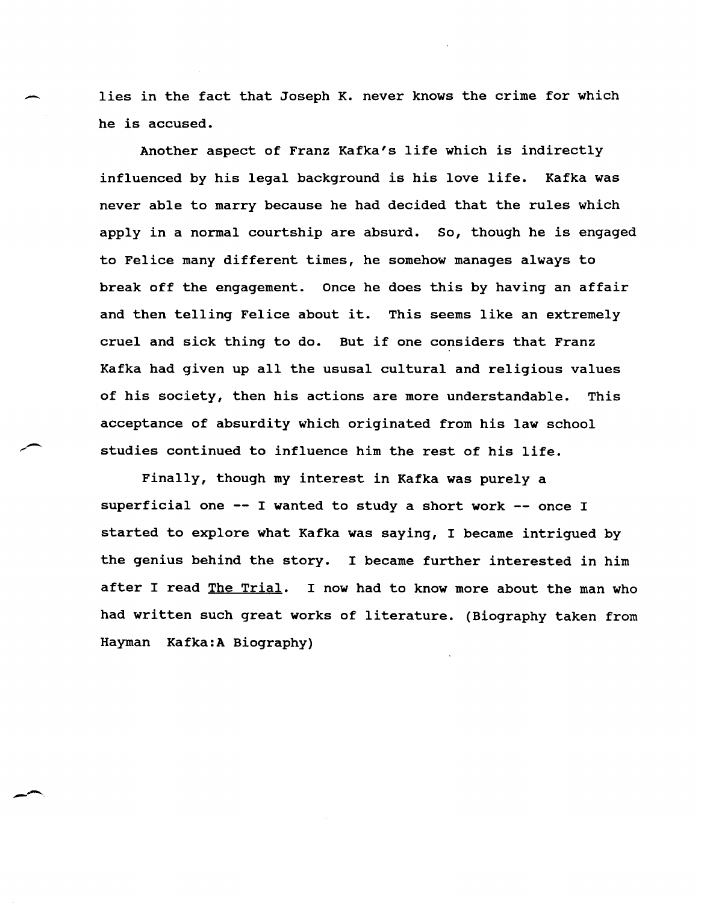lies in the fact that Joseph K. never knows the crime for which he is accused.

Another aspect of Franz Kafka's life which is indirectly influenced by his legal background is his love life. Kafka was never able to marry because he had decided that the rules which apply in a normal courtship are absurd. So, though he is engaged to Felice many different times, he somehow manages always to break off the engagement. Once he does this by having an affair and then telling Felice about it. This seems like an extremely cruel and sick thing to do. But if one considers that Franz Kafka had given up all the ususal cultural and religious values of his society, then his actions are more understandable. This acceptance of absurdity which originated from his law school studies continued to influence him the rest of his life.

Finally, though my interest in Kafka was purely a superficial one -- I wanted to study a short work -- once I started to explore what Kafka was saying, I became intrigued by the genius behind the story. I became further interested in him after I read <u>The Trial</u>. I now had to know more about the man who had written such great works of literature. (Biography taken from Hayman Kafka:A Biography)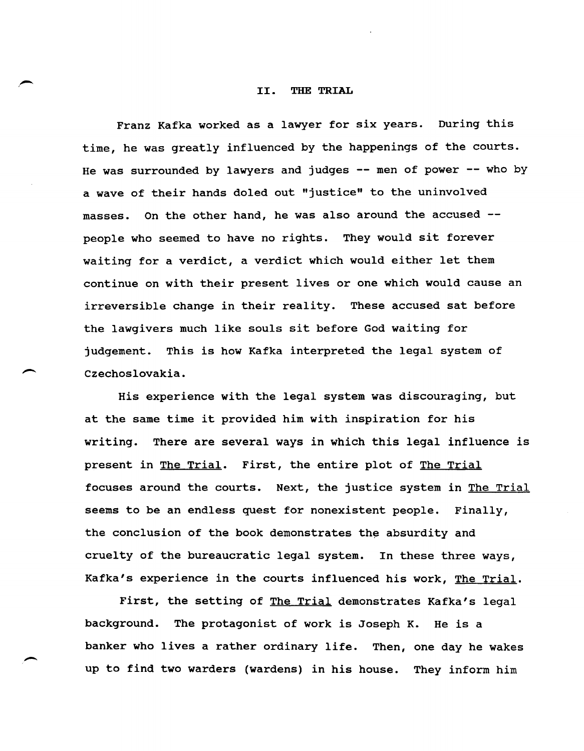## II. THE TRIAL

Franz Kafka worked as a lawyer for six years. During this time, he was greatly influenced by the happenings of the courts. He was surrounded by lawyers and judges -- men of power -- who by a wave of their hands doled out "justice" to the uninvolved masses. On the other hand, he was also around the accused -- people who seemed to have no rights. They would sit forever waiting for a verdict, a verdict which would either let them continue on with their present lives or one which would cause an irreversible change in their reality. These accused sat before the lawgivers much like souls sit before God waiting for judgement. This is how Kafka interpreted the legal system of Czechoslovakia.

His experience with the legal system was discouraging, but at the same time it provided him with inspiration for his writing. There are several ways in which this legal influence is present in The Trial. First, the entire plot of The Trial focuses around the courts. Next, the justice system in The Trial seems to be an endless quest for nonexistent people. Finally, the conclusion of the book demonstrates the absurdity and cruelty of the bureaucratic legal system. In these three ways, Kafka's experience in the courts influenced his work, The Trial.

First, the setting of The Trial demonstrates Kafka's legal background. The protagonist of work is Joseph K. He is a banker who lives a rather ordinary life. Then, one day he wakes up to find two warders (wardens) in his house. They inform him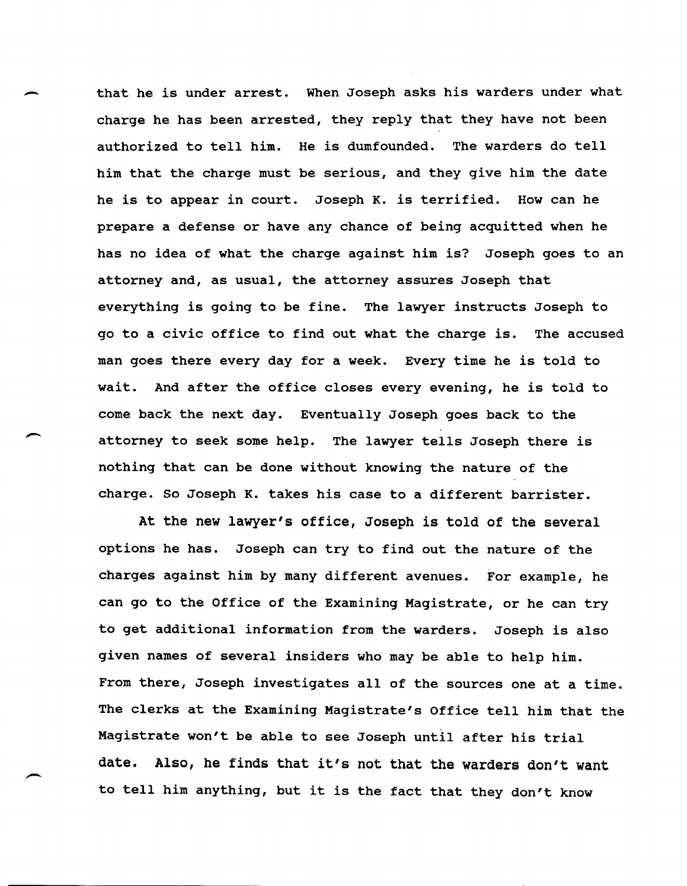that he is under arrest. When Joseph asks his warders under what charge he has been arrested, they reply that they have not been authorized to tell him. He is dumfounded. The warders do tell him that the charge must be serious, and they give him the date he is to appear in court. Joseph K. is terrified. How can he prepare a defense or have any chance of being acquitted when he has no idea of what the charge against him is? Joseph goes to an attorney and, as usual, the attorney assures Joseph that everything is going to be fine. The lawyer instructs Joseph to go to a civic office to find out what the charge is. The accused man goes there every day for a week. Every time he is told to wait. And after the office closes every evening, he is told to come back the next day. Eventually Joseph goes back to the attorney to seek some help. The lawyer tells Joseph there is nothing that can be done without knowing the nature of the charge. So Joseph K. takes his case to a different barrister.

At the new lawyer's office, Joseph is told of the several options he has. Joseph can try to find out the nature of the charges against him by many different avenues. For example, he can go to the Office of the Examining Magistrate, or he can try to get additional information from the warders. Joseph is also given names of several insiders who may be able to help him. From there, Joseph investigates all of the sources one at a time. The clerks at the Examining Magistrate's Office tell him that the Magistrate won't be able to see Joseph until after his trial date. Also, he finds that it's not that the warders don't want to tell him anything, but it is the fact that they don't know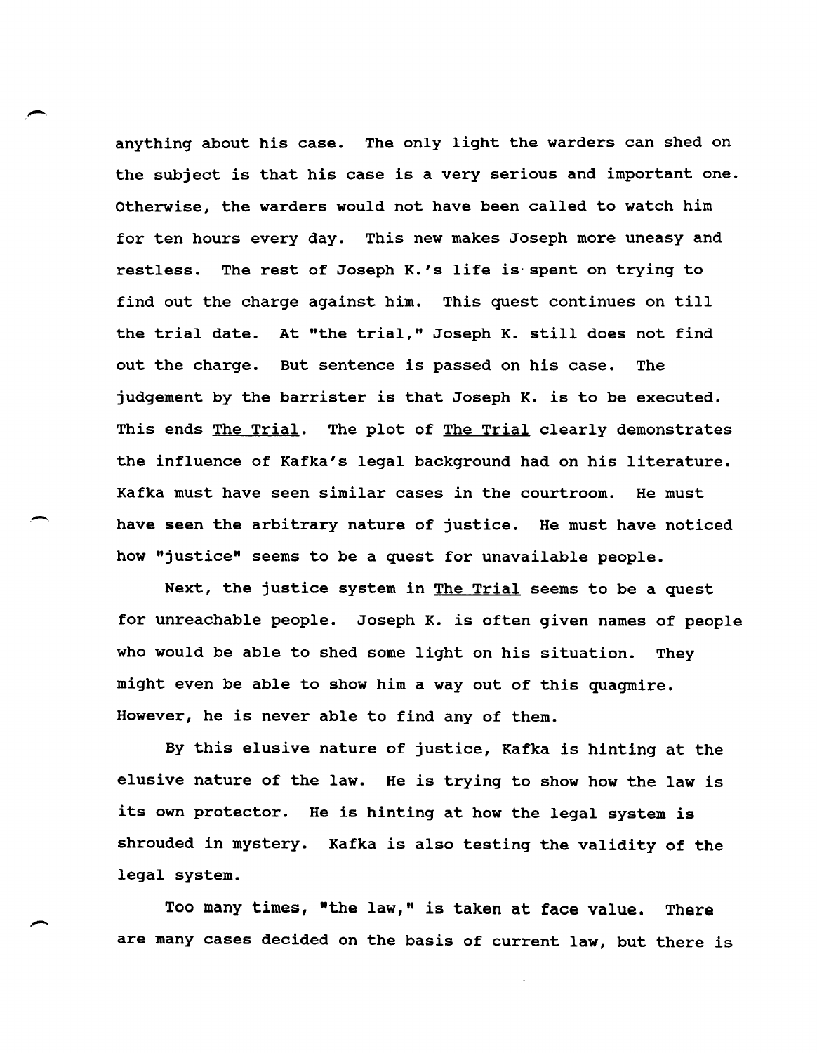anything about his case. The only light the warders can shed on the subject is that his case is a very serious and important one. Otherwise, the warders would not have been called to watch him for ten hours every day. This new makes Joseph more uneasy and restless. The rest of Joseph K.'s life is spent on trying to find out the charge against him. This quest continues on till the trial date. At "the trial," Joseph K. still does not find out the charge. But sentence is passed on his case. The judgement by the barrister is that Joseph K. is to be executed. This ends The Trial. The plot of The Trial clearly demonstrates the influence of Kafka's legal background had on his literature. Kafka must have seen similar cases in the courtroom. He must have seen the arbitrary nature of justice. He must have noticed how "justice" seems to be a quest for unavailable people.

Next, the justice system in The Trial seems to be a quest for unreachable people. Joseph K. is often given names of people who would be able to shed some light on his situation. They might even be able to show him a way out of this quagmire. However, he is never able to find any of them.

By this elusive nature of justice, Kafka is hinting at the elusive nature of the law. He is trying to show how the law is its own protector. He is hinting at how the legal system is shrouded in mystery. Kafka is also testing the validity of the legal system.

Too many times, "the law," is taken at face value. There are many cases decided on the basis of current law, but there is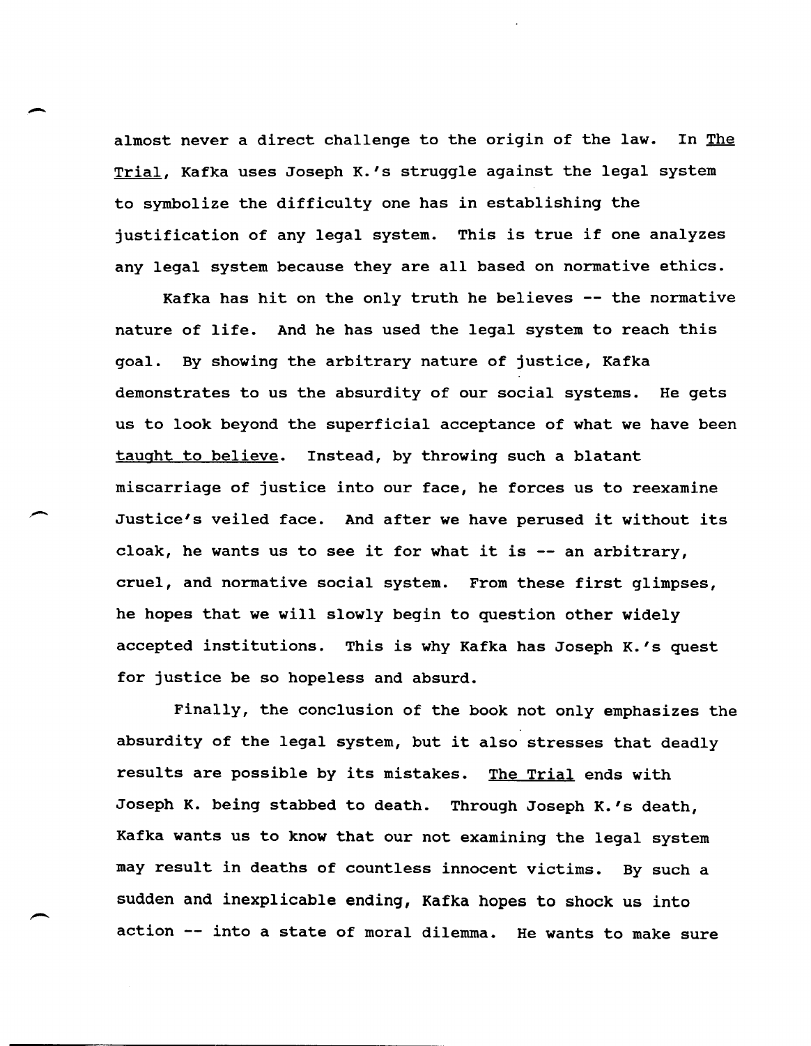almost never a direct challenge to the origin of the law. In The Trial, Kafka uses Joseph K.'s struggle against the legal system to symbolize the difficulty one has in establishing the justification of any legal system. This is true if one analyzes any legal system because they are all based on normative ethics.

Kafka has hit on the only truth he believes -- the normative nature of life. And he has used the legal system to reach this goal. By showing the arbitrary nature of justice, Kafka demonstrates to us the absurdity of our social systems. He gets us to look beyond the superficial acceptance of what we have been taught to believe. Instead, by throwing such a blatant miscarriage of justice into our face, he forces us to reexamine Justice's veiled face. And after we have perused it without its cloak, he wants us to see it for what it is -- an arbitrary, cruel, and normative social system. From these first glimpses, he hopes that we will slowly begin to question other widely accepted institutions. This is why Kafka has Joseph K.'s quest for justice be so hopeless and absurd.

Finally, the conclusion of the book not only emphasizes the absurdity of the legal system, but it also stresses that deadly results are possible by its mistakes. The Trial ends with Joseph K. being stabbed to death. Through Joseph K.'s death, Kafka wants us to know that our not examining the legal system may result in deaths of countless innocent victims. By such a sudden and inexplicable ending, Kafka hopes to shock us into action -- into a state of moral dilemma. He wants to make sure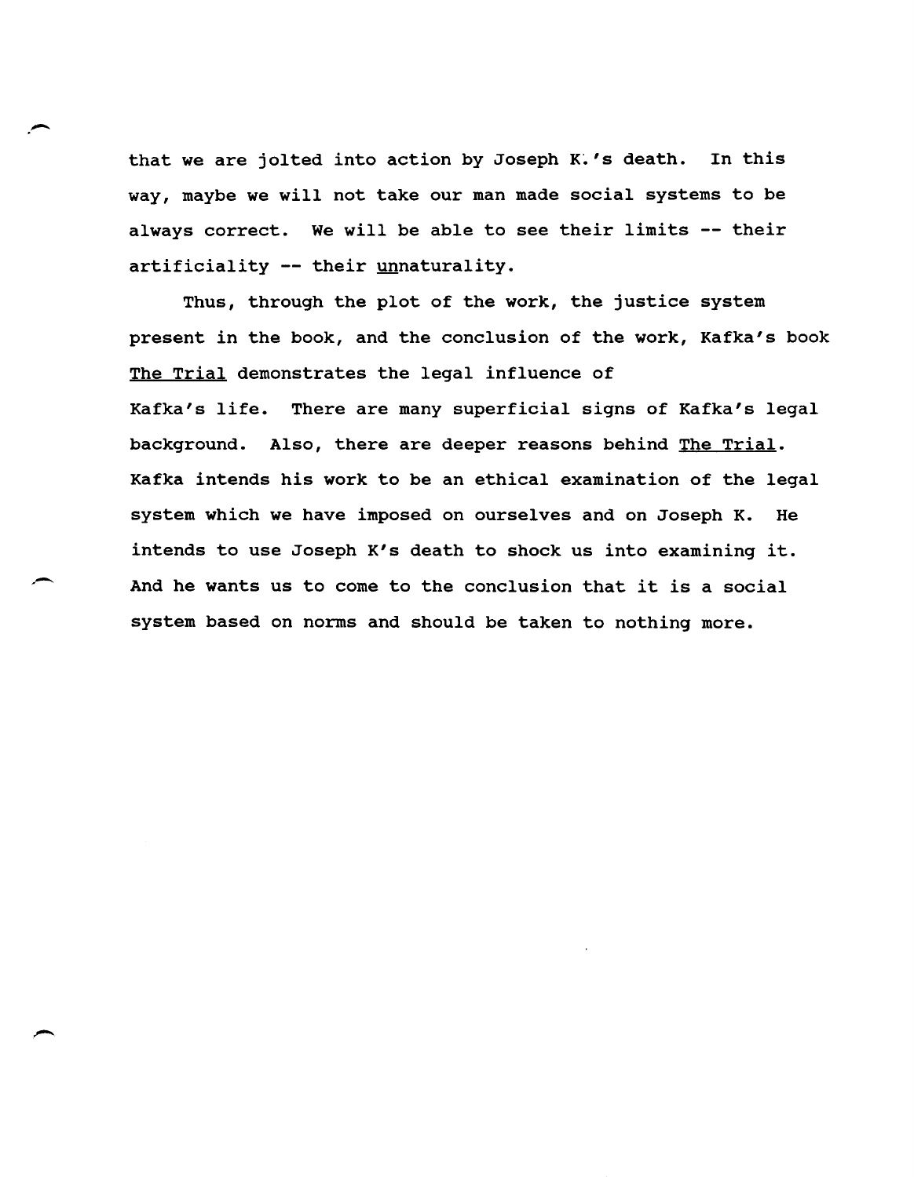that we are jolted into action by Joseph K.'s death. In this way, maybe we will not take our man made social systems to be always correct. We will be able to see their limits -- their artificiality -- their <u>un</u>naturality.

Thus, through the plot of the work, the justice system present in the book, and the conclusion of the work, Kafka's book <u>The Trial</u> demonstrates the legal influence of Kafka's life. There are many superficial signs of Kafka's legal background. Also, there are deeper reasons behind <u>The Trial</u>. Kafka intends his work to be an ethical examination of the legal system which we have imposed on ourselves and on Joseph K. He intends to use Joseph K's death to shock us into examining it. And he wants us to come to the conclusion that it is a social system based on norms and should be taken to nothing more.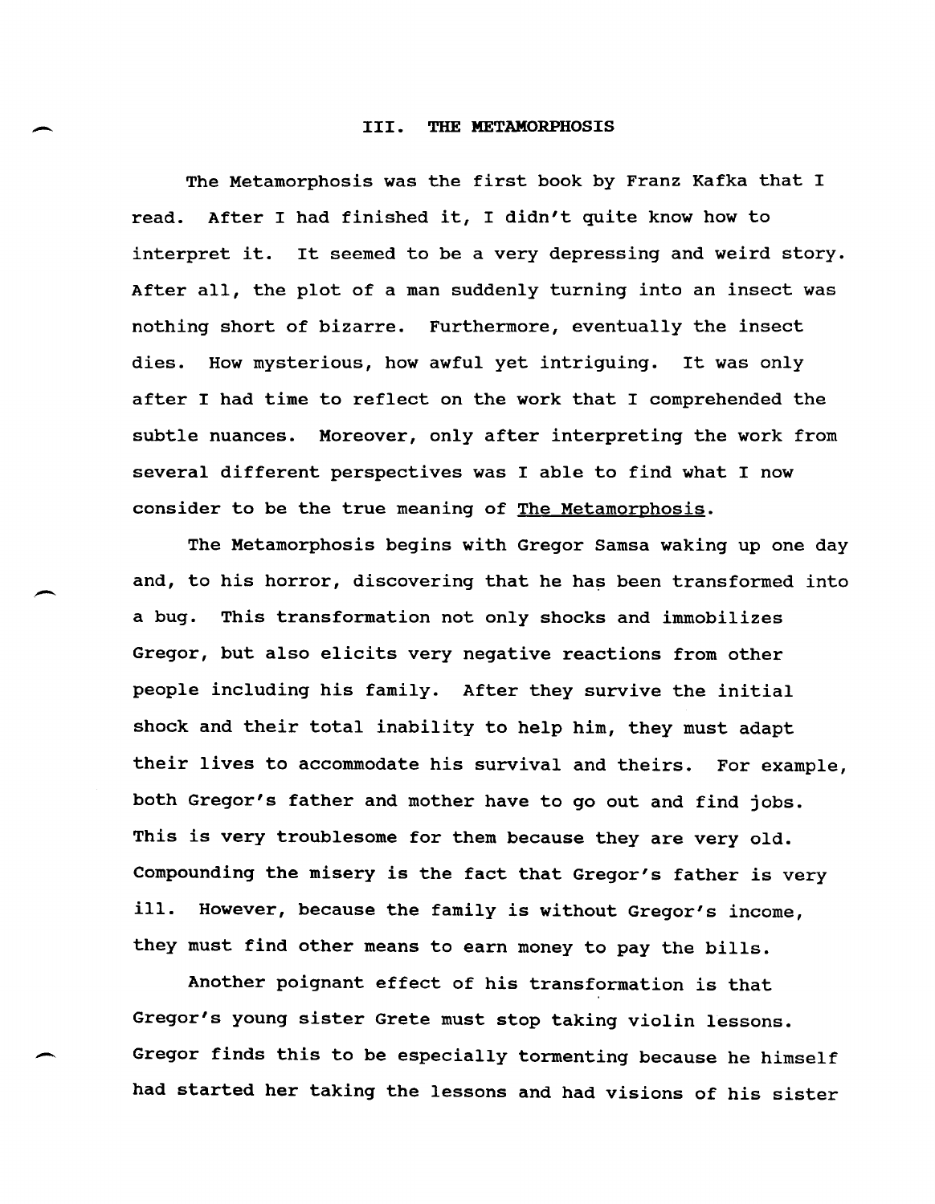## III. THE METAMORPHOSIS

The Metamorphosis was the first book by Franz Kafka that I read. After I had finished it, I didn't quite know how to interpret it. It seemed to be a very depressing and weird story. After all, the plot of a man suddenly turning into an insect was nothing short of bizarre. Furthermore, eventually the insect dies. How mysterious, how awful yet intriguing. It was only after I had time to reflect on the work that I comprehended the subtle nuances. Moreover, only after interpreting the work from several different perspectives was I able to find what I now consider to be the true meaning of <u>The Metamorphosis</u>.

The Metamorphosis begins with Gregor Samsa waking up one day and, to his horror, discovering that he has been transformed into a bug. This transformation not only shocks and immobilizes Gregor, but also elicits very negative reactions from other people including his family. After they survive the initial shock and their total inability to help him, they must adapt their lives to accommodate his survival and theirs. For example, both Gregor's father and mother have to go out and find jobs. This is very troublesome for them because they are very old. Compounding the misery is the fact that Gregor's father is very ill. However, because the family is without Gregor's income, they must find other means to earn money to pay the bills.

Another poignant effect of his transformation is that Gregor's young sister Grete must stop taking violin lessons. Gregor finds this to be especially tormenting because he himself had started her taking the lessons and had visions of his sister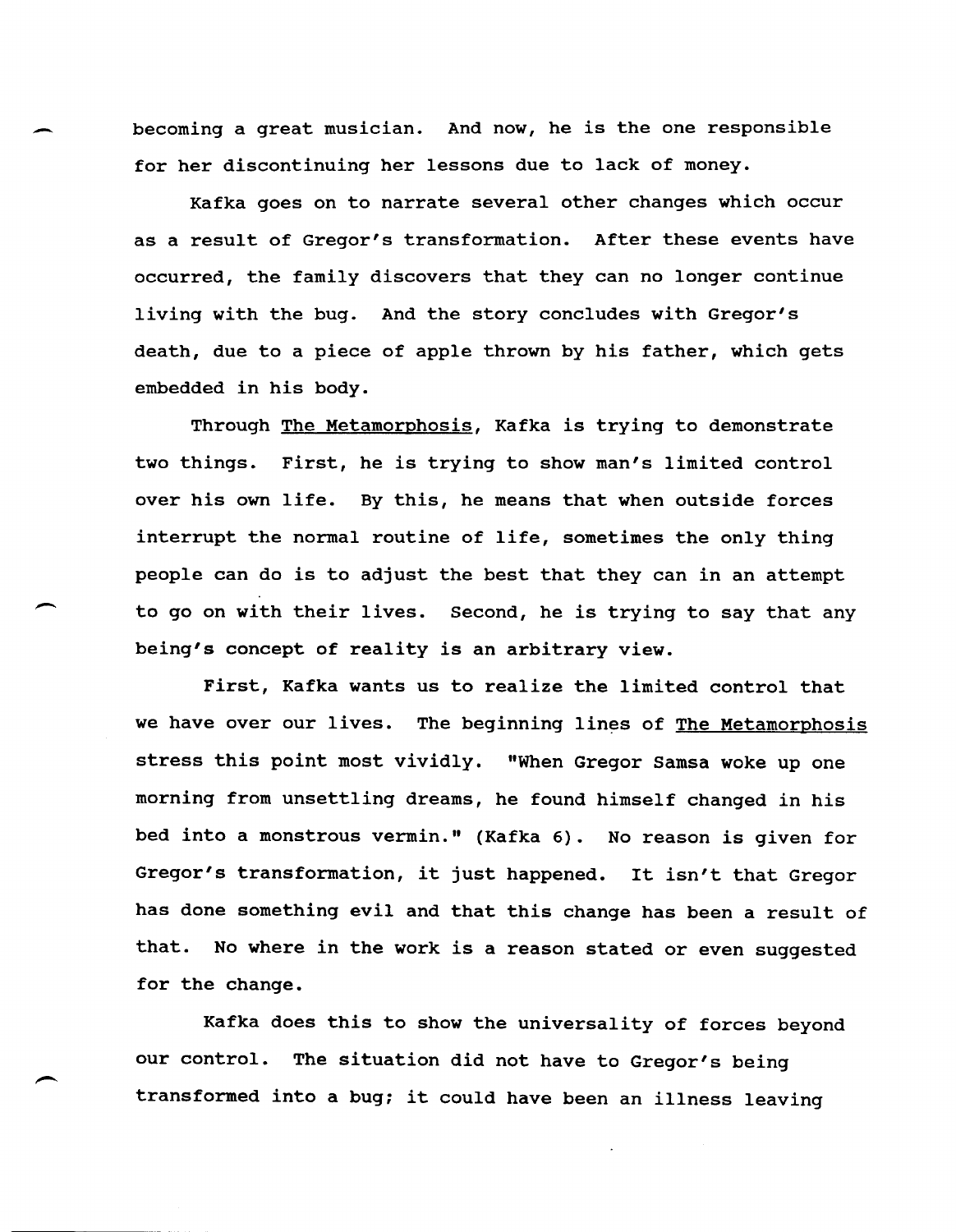becoming a great musician. And now, he is the one responsible for her discontinuing her lessons due to lack of money.

Kafka goes on to narrate several other changes which occur as a result of Gregor's transformation. After these events have occurred, the family discovers that they can no longer continue living with the bug. And the story concludes with Gregor's death, due to a piece of apple thrown by his father, which gets embedded in his body.

Through The Metamorphosis, Kafka is trying to demonstrate two things. First, he is trying to show man's limited control over his own life. By this, he means that when outside forces interrupt the normal routine of life, sometimes the only thing people can do is to adjust the best that they can in an attempt to go on with their lives. Second, he is trying to say that any being's concept of reality is an arbitrary view.

First, Kafka wants us to realize the limited control that we have over our lives. The beginning lines of The Metamorphosis stress this point most vividly. "When Gregor Samsa woke up one morning from unsettling dreams, he found himself changed in his bed into a monstrous vermin." (Kafka 6). No reason is given for Gregor's transformation, it just happened. It isn't that Gregor has done something evil and that this change has been a result of that. No where in the work is a reason stated or even suggested for the change.

Kafka does this to show the universality of forces beyond our control. The situation did not have to Gregor's being transformed into a bug; it could have been an illness leaving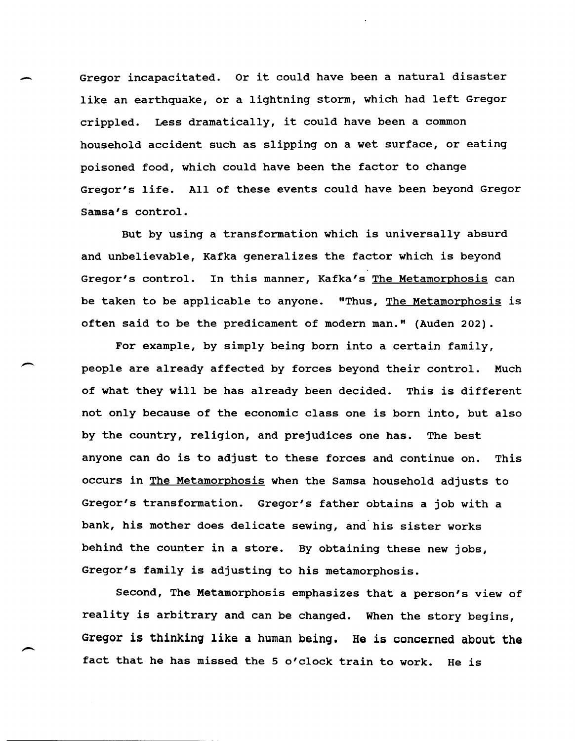Gregor incapacitated. Or it could have been a natural disaster like an earthquake, or a lightning storm, which had left Gregor crippled. Less dramatically, it could have been a common household accident such as slipping on a wet surface, or eating poisoned food, which could have been the factor to change Gregor's life. All of these events could have been beyond Gregor Samsa's control.

But by using a transformation which is universally absurd and unbelievable, Kafka generalizes the factor which is beyond Gregor's control. In this manner, Kafka's The Metamorphosis can be taken to be applicable to anyone. "Thus, The Metamorphosis is often said to be the predicament of modern man." (Auden 202).

For example, by simply being born into a certain family, people are already affected by forces beyond their control. Much of what they will be has already been decided. This is different not only because of the economic class one is born into, but also by the country, religion, and prejudices one has. The best anyone can do is to adjust to these forces and continue on. This occurs in The Metamorphosis when the Samsa household adjusts to Gregor's transformation. Gregor's father obtains a job with a bank, his mother does delicate sewing, and his sister works behind the counter in a store. By obtaining these new jobs, Gregor's family is adjusting to his metamorphosis.

Second, The Metamorphosis emphasizes that a person's view of reality is arbitrary and can be changed. When the story begins, Gregor is thinking like a human being. He is concerned about the fact that he has missed the 5 o'clock train to work. He is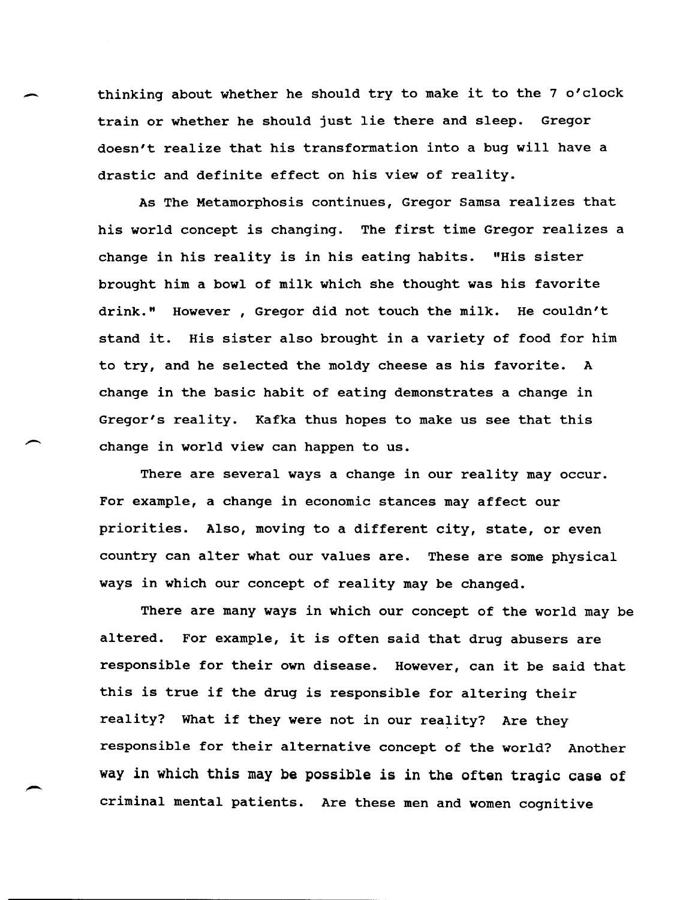thinking about whether he should try to make it to the 7 o'clock train or whether he should just lie there and sleep. Gregor doesn't realize that his transformation into a bug will have a drastic and definite effect on his view of reality.

As The Metamorphosis continues, Gregor Samsa realizes that his world concept is changing. The first time Gregor realizes a change in his reality is in his eating habits. "His sister brought him a bowl of milk which she thought was his favorite drink." However , Gregor did not touch the milk. He couldn't stand it. His sister also brought in a variety of food for him to try, and he selected the moldy cheese as his favorite. A change in the basic habit of eating demonstrates a change in Gregor's reality. Kafka thus hopes to make us see that this change in world view can happen to us.

There are several ways a change in our reality may occur. For example, a change in economic stances may affect our priorities. Also, moving to a different city, state, or even country can alter what our values are. These are some physical ways in which our concept of reality may be changed.

There are many ways in which our concept of the world may be altered. For example, it is often said that drug abusers are responsible for their own disease. However, can it be said that this is true if the drug is responsible for altering their reality? What if they were not in our reality? Are they responsible for their alternative concept of the world? Another way in which this may be possible is in the often tragic case of criminal mental patients. Are these men and women cognitive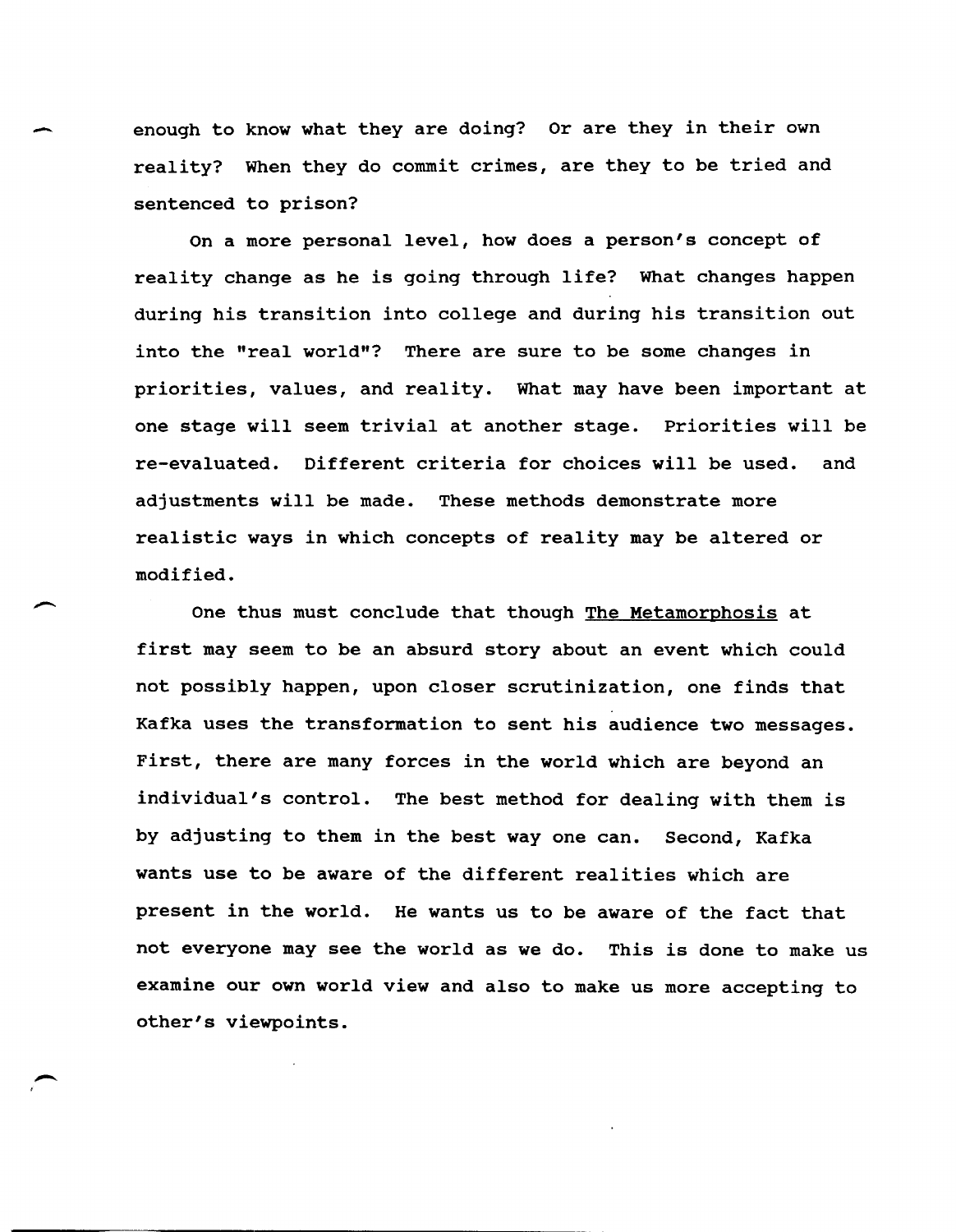enough to know what they are doing? Or are they in their own reality? When they do commit crimes, are they to be tried and sentenced to prison?

On a more personal level, how does a person's concept of reality change as he is going through life? What changes happen during his transition into college and during his transition out into the "real world"? There are sure to be some changes in priorities, values, and reality. What may have been important at one stage will seem trivial at another stage. Priorities will be re-evaluated. Different criteria for choices will be used. and adjustments will be made. These methods demonstrate more realistic ways in which concepts of reality may be altered or modified.

One thus must conclude that though The Metamorphosis at first may seem to be an absurd story about an event which could not possibly happen, upon closer scrutinization, one finds that Kafka uses the transformation to sent his audience two messages. First, there are many forces in the world which are beyond an individual's control. The best method for dealing with them is by adjusting to them in the best way one can. Second, Kafka wants use to be aware of the different realities which are present in the world. He wants us to be aware of the fact that not everyone may see the world as we do. This is done to make us examine our own world view and also to make us more accepting to other's viewpoints.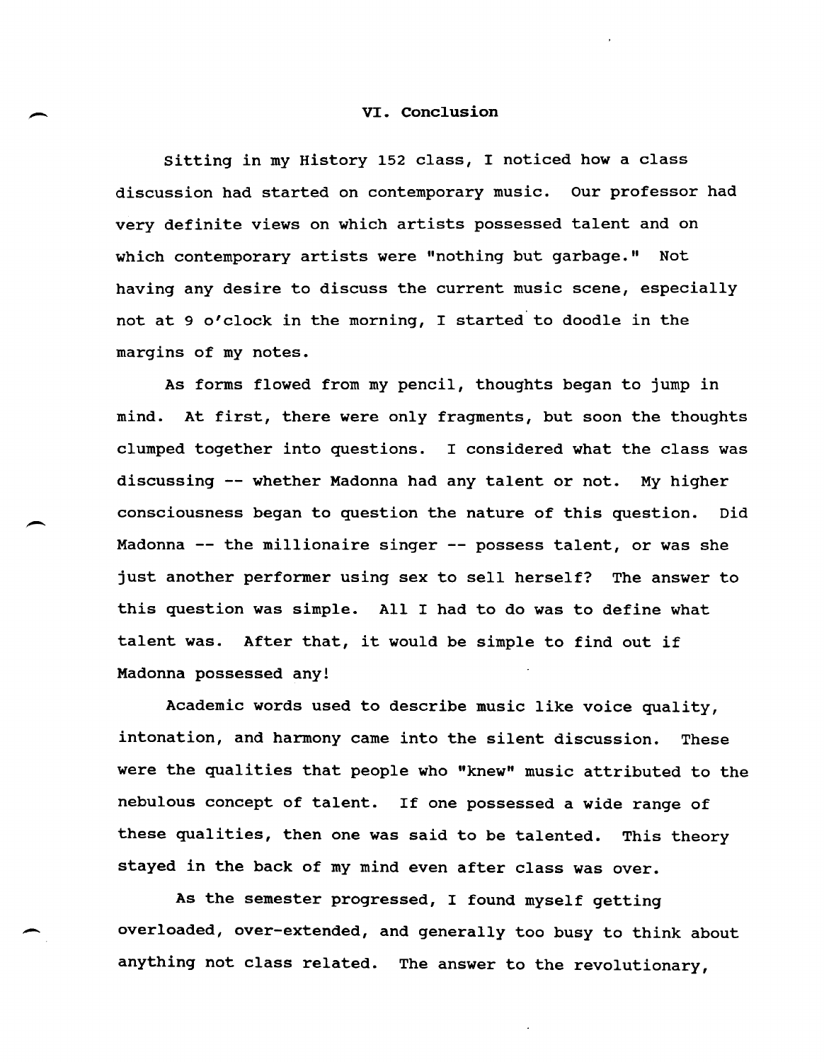## VI. Conclusion

Sitting in my History 152 class, I noticed how a class discussion had started on contemporary music. Our professor had very definite views on which artists possessed talent and on which contemporary artists were "nothing but garbage." Not having any desire to discuss the current music scene, especially not at 9 o'clock in the morning, I started to doodle in the margins of my notes.

As forms flowed from my pencil, thoughts began to jump in mind. At first, there were only fragments, but soon the thoughts clumped together into questions. I considered what the class was discussing -- whether Madonna had any talent or not. My higher consciousness began to question the nature of this question. Did Madonna -- the millionaire singer -- possess talent, or was she just another performer using sex to sell herself? The answer to this question was simple. All I had to do was to define what talent was. After that, it would be simple to find out if Madonna possessed any!

Academic words used to describe music like voice quality, intonation, and harmony came into the silent discussion. These were the qualities that people who "knew" music attributed to the nebulous concept of talent. If one possessed a wide range of these qualities, then one was said to be talented. This theory stayed in the back of my mind even after class was over.

As the semester progressed, I found myself getting overloaded, over-extended, and generally too busy to think about anything not class related. The answer to the revolutionary,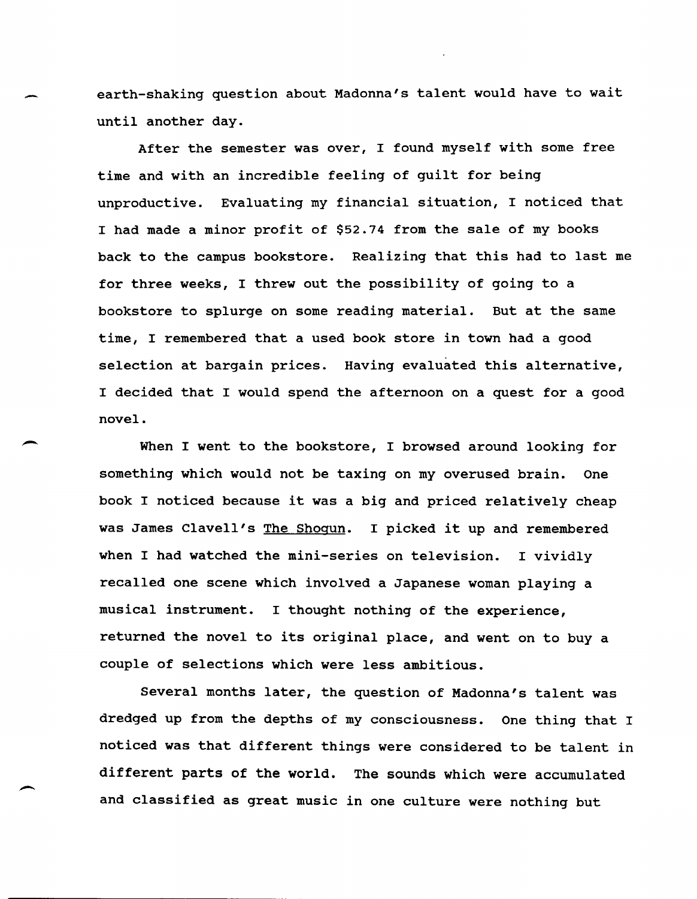earth-shaking question about Madonna's talent would have to wait until another day.

After the semester was over, I found myself with some free time and with an incredible feeling of guilt for being unproductive. Evaluating my financial situation, I noticed that I had made a minor profit of $52.74 from the sale of my books back to the campus bookstore. Realizing that this had to last me for three weeks, I threw out the possibility of going to a bookstore to splurge on some reading material. But at the same time, I remembered that a used book store in town had a good selection at bargain prices. Having evaluated this alternative, I decided that I would spend the afternoon on a quest for a good novel.

When I went to the bookstore, I browsed around looking for something which would not be taxing on my overused brain. One book I noticed because it was a big and priced relatively cheap was James Clavell's The Shogun. I picked it up and remembered when I had watched the mini-series on television. I vividly recalled one scene which involved a Japanese woman playing a musical instrument. I thought nothing of the experience, returned the novel to its original place, and went on to buy a couple of selections which were less ambitious.

Several months later, the question of Madonna's talent was dredged up from the depths of my consciousness. One thing that I noticed was that different things were considered to be talent in different parts of the world. The sounds which were accumulated and classified as great music in one culture were nothing but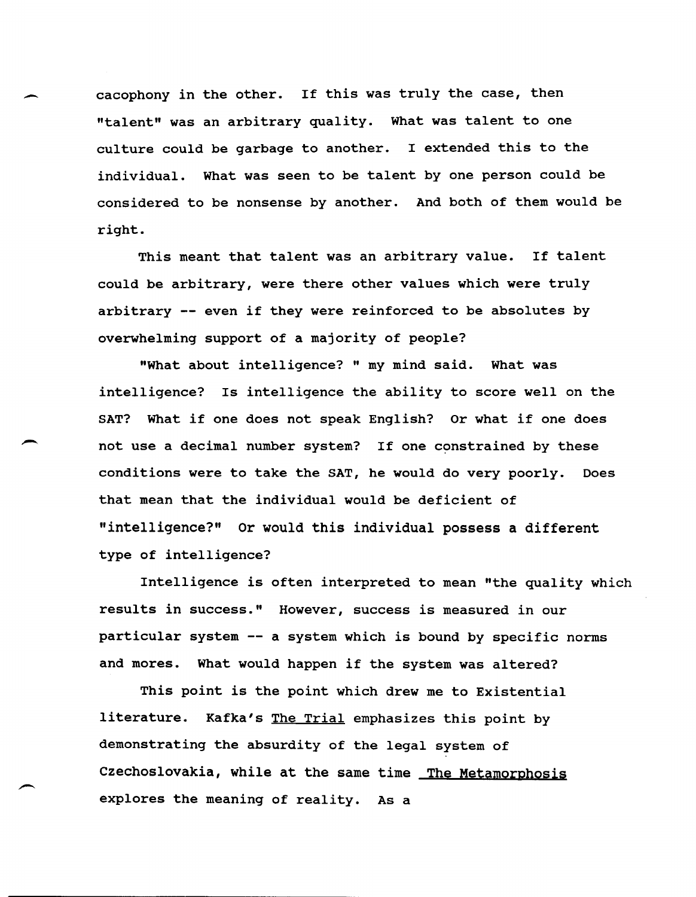cacophony in the other. If this was truly the case, then "talent" was an arbitrary quality. What was talent to one culture could be garbage to another. I extended this to the individual. What was seen to be talent by one person could be considered to be nonsense by another. And both of them would be right.

This meant that talent was an arbitrary value. If talent could be arbitrary, were there other values which were truly arbitrary -- even if they were reinforced to be absolutes by overwhelming support of a majority of people?

"What about intelligence? " my mind said. What was intelligence? Is intelligence the ability to score well on the SAT? What if one does not speak English? Or what if one does not use a decimal number system? If one constrained by these conditions were to take the SAT, he would do very poorly. Does that mean that the individual would be deficient of "intelligence?" Or would this individual possess a different type of intelligence?

Intelligence is often interpreted to mean "the quality which results in success." However, success is measured in our particular system -- a system which is bound by specific norms and mores. What would happen if the system was altered?

This point is the point which drew me to Existential literature. Kafka's The Trial emphasizes this point by demonstrating the absurdity of the legal system of Czechoslovakia, while at the same time The Metamorphosis explores the meaning of reality. As a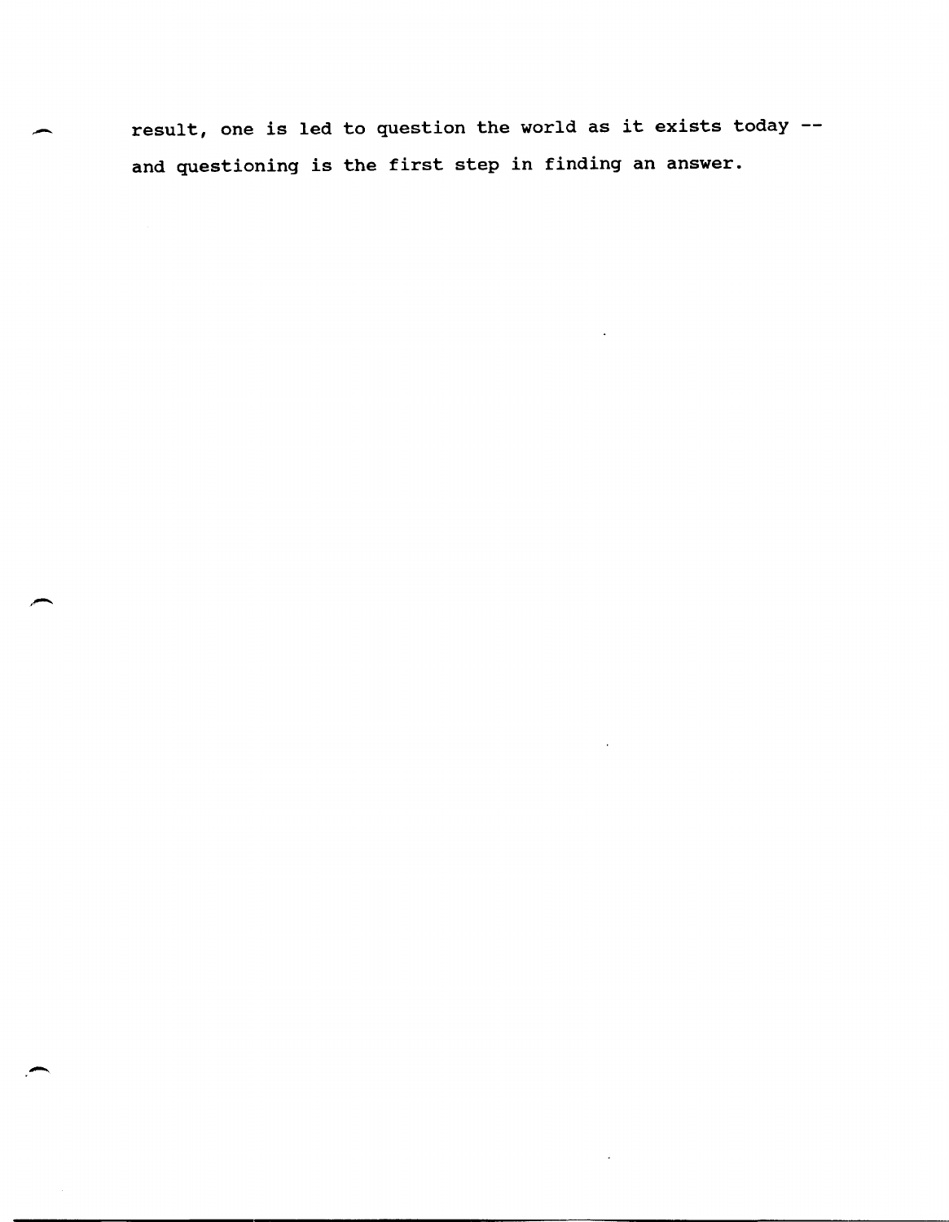result, one is led to question the world as it exists today -- and questioning is the first step in finding an answer.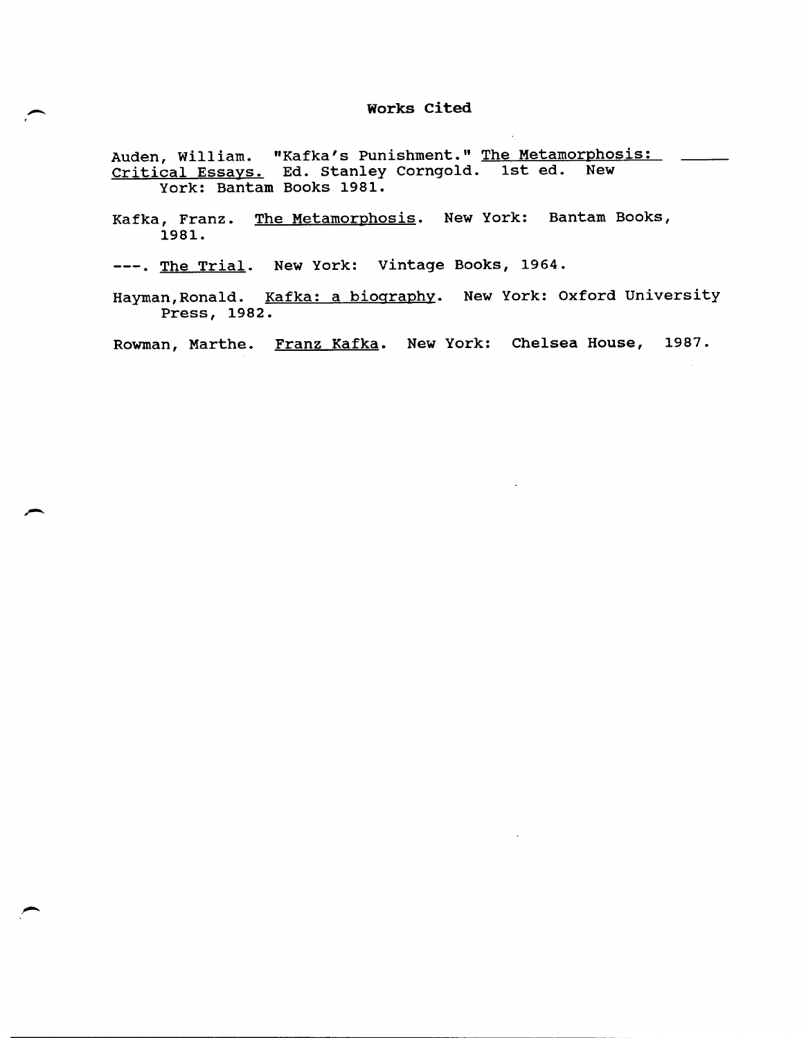# Works Cited

Auden, William. "Kafka's Punishment." The Metamorphosis: Critical Essays. Ed. Stanley Corngold. 1st ed. New York: Bantam Books 1981.

Kafka, Franz. The Metamorphosis. New York: Bantam Books, 1981.

---. The Trial. New York: Vintage Books, 1964.

Hayman,Ronald. Kafka: a biography. New York: Oxford University Press, 1982.

Rowman, Marthe. Franz Kafka. New York: Chelsea House, 1987.